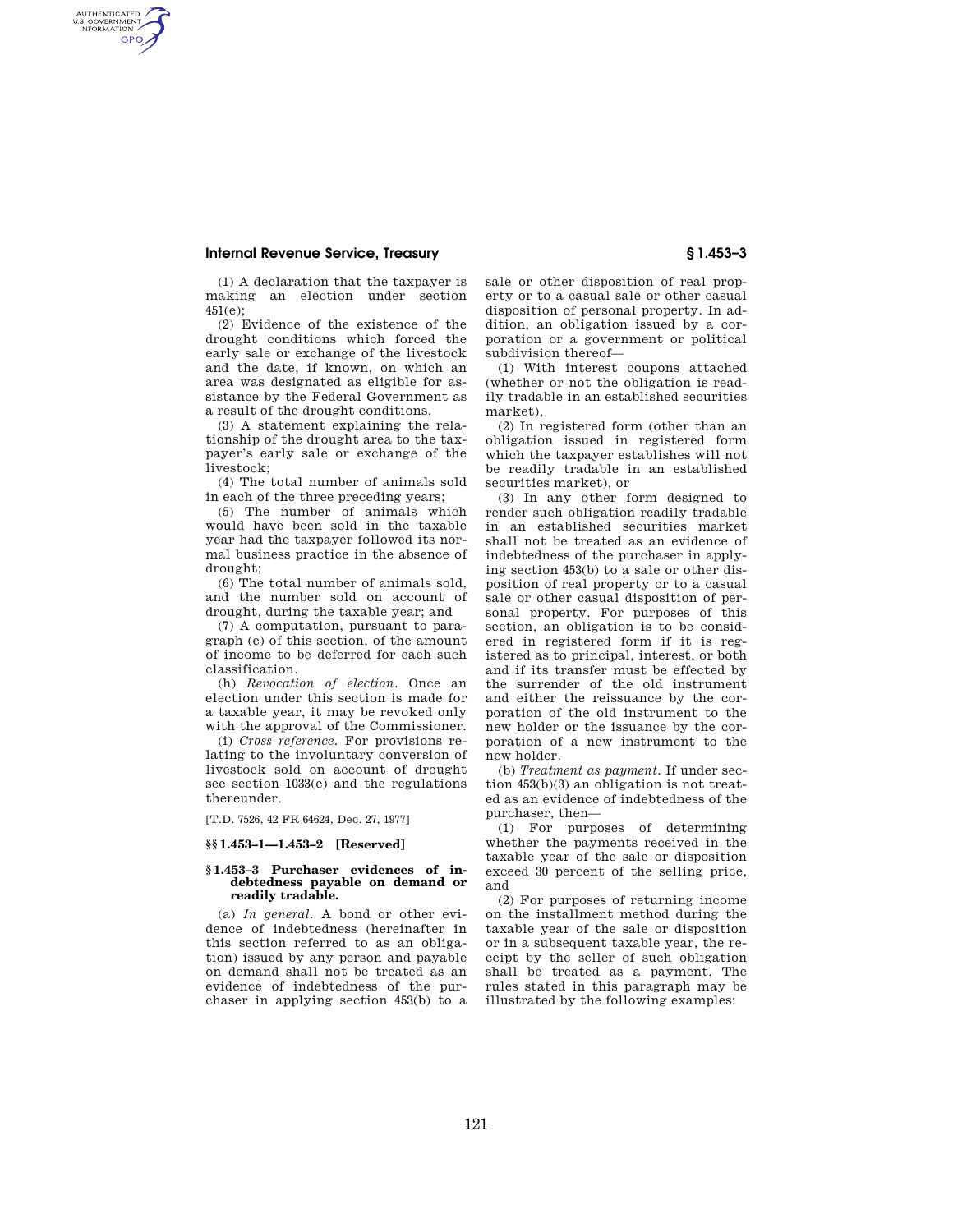(1) A declaration that the taxpayer is making an election under section 451(e);

(2) Evidence of the existence of the drought conditions which forced the early sale or exchange of the livestock and the date, if known, on which an area was designated as eligible for assistance by the Federal Government as a result of the drought conditions.

(3) A statement explaining the relationship of the drought area to the taxpayer's early sale or exchange of the livestock;

(4) The total number of animals sold in each of the three preceding years;

(5) The number of animals which would have been sold in the taxable year had the taxpayer followed its normal business practice in the absence of drought;

(6) The total number of animals sold, and the number sold on account of drought, during the taxable year; and

(7) A computation, pursuant to paragraph (e) of this section, of the amount of income to be deferred for each such classification.

(h) *Revocation of election.* Once an election under this section is made for a taxable year, it may be revoked only with the approval of the Commissioner.

(i) *Cross reference.* For provisions relating to the involuntary conversion of livestock sold on account of drought see section 1033(e) and the regulations thereunder.

[T.D. 7526, 42 FR 64624, Dec. 27, 1977]

### §§ 1.453–1—1.453–2 [Reserved]

### § 1.453–3 Purchaser evidences of indebtedness payable on demand or readily tradable.

(a) *In general.* A bond or other evidence of indebtedness (hereinafter in this section referred to as an obligation) issued by any person and payable on demand shall not be treated as an evidence of indebtedness of the purchaser in applying section 453(b) to a sale or other disposition of real property or to a casual sale or other casual disposition of personal property. In addition, an obligation issued by a corporation or a government or political subdivision thereof—

(1) With interest coupons attached (whether or not the obligation is readily tradable in an established securities market),

(2) In registered form (other than an obligation issued in registered form which the taxpayer establishes will not be readily tradable in an established securities market), or

(3) In any other form designed to render such obligation readily tradable in an established securities market shall not be treated as an evidence of indebtedness of the purchaser in applying section 453(b) to a sale or other disposition of real property or to a casual sale or other casual disposition of personal property. For purposes of this section, an obligation is to be considered in registered form if it is registered as to principal, interest, or both and if its transfer must be effected by the surrender of the old instrument and either the reissuance by the corporation of the old instrument to the new holder or the issuance by the corporation of a new instrument to the new holder.

(b) *Treatment as payment.* If under section 453(b)(3) an obligation is not treated as an evidence of indebtedness of the purchaser, then—

(1) For purposes of determining whether the payments received in the taxable year of the sale or disposition exceed 30 percent of the selling price, and

(2) For purposes of returning income on the installment method during the taxable year of the sale or disposition or in a subsequent taxable year, the receipt by the seller of such obligation shall be treated as a payment. The rules stated in this paragraph may be illustrated by the following examples: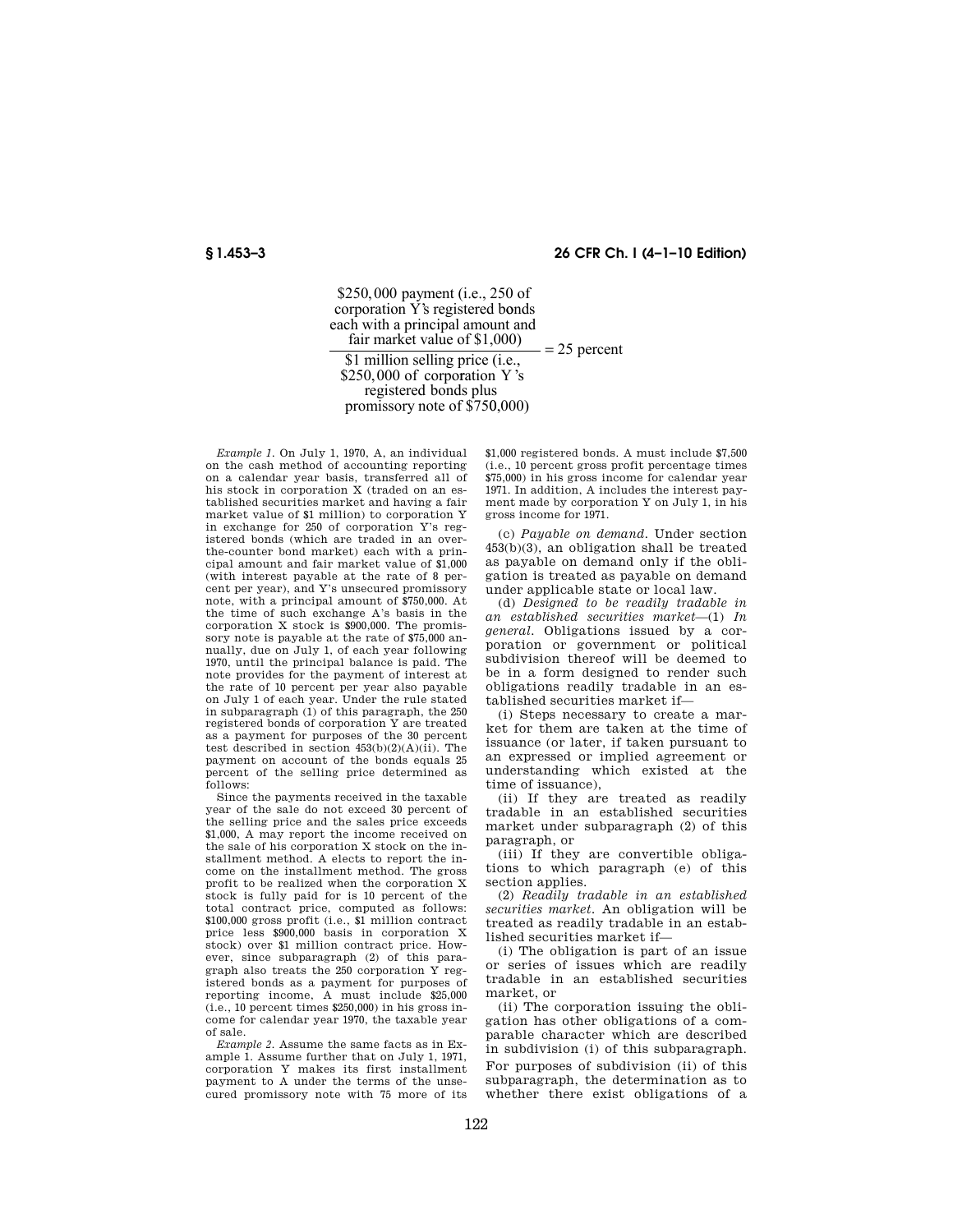$$\frac{\text{\$250,000 payment (i.e., 250 of corporation Y's registered bonds each with a principal amount and fair market value of \$1,000)}}{\text{\$1 million selling price (i.e., \$250,000 of corporation Y's registered bonds plus promissory note of \$750,000)}} = 25 \text{ percent}$$

*Example 1.* On July 1, 1970, A, an individual on the cash method of accounting reporting on a calendar year basis, transferred all of his stock in corporation X (traded on an established securities market and having a fair market value of $1 million) to corporation Y in exchange for 250 of corporation Y's registered bonds (which are traded in an over-the-counter bond market) each with a principal amount and fair market value of $1,000 (with interest payable at the rate of 8 percent per year), and Y's unsecured promissory note, with a principal amount of $750,000. At the time of such exchange A's basis in the corporation X stock is $900,000. The promissory note is payable at the rate of $75,000 annually, due on July 1, of each year following 1970, until the principal balance is paid. The note provides for the payment of interest at the rate of 10 percent per year also payable on July 1 of each year. Under the rule stated in subparagraph (1) of this paragraph, the 250 registered bonds of corporation Y are treated as a payment for purposes of the 30 percent test described in section 453(b)(2)(A)(ii). The payment on account of the bonds equals 25 percent of the selling price determined as follows:

Since the payments received in the taxable year of the sale do not exceed 30 percent of the selling price and the sales price exceeds $1,000, A may report the income received on the sale of his corporation X stock on the installment method. A elects to report the income on the installment method. The gross profit to be realized when the corporation X stock is fully paid for is 10 percent of the total contract price, computed as follows: $100,000 gross profit (i.e., $1 million contract price less $900,000 basis in corporation X stock) over $1 million contract price. However, since subparagraph (2) of this paragraph also treats the 250 corporation Y registered bonds as a payment for purposes of reporting income, A must include $25,000 (i.e., 10 percent times $250,000) in his gross income for calendar year 1970, the taxable year of sale.

*Example 2.* Assume the same facts as in Example 1. Assume further that on July 1, 1971, corporation Y makes its first installment payment to A under the terms of the unsecured promissory note with 75 more of its $1,000 registered bonds. A must include $7,500 (i.e., 10 percent gross profit percentage times $75,000) in his gross income for calendar year 1971. In addition, A includes the interest payment made by corporation Y on July 1, in his gross income for 1971.

(c) *Payable on demand.* Under section 453(b)(3), an obligation shall be treated as payable on demand only if the obligation is treated as payable on demand under applicable state or local law.

(d) *Designed to be readily tradable in an established securities market*—(1) *In general.* Obligations issued by a corporation or government or political subdivision thereof will be deemed to be in a form designed to render such obligations readily tradable in an established securities market if—

(i) Steps necessary to create a market for them are taken at the time of issuance (or later, if taken pursuant to an expressed or implied agreement or understanding which existed at the time of issuance),

(ii) If they are treated as readily tradable in an established securities market under subparagraph (2) of this paragraph, or

(iii) If they are convertible obligations to which paragraph (e) of this section applies.

(2) *Readily tradable in an established securities market.* An obligation will be treated as readily tradable in an established securities market if—

(i) The obligation is part of an issue or series of issues which are readily tradable in an established securities market, or

(ii) The corporation issuing the obligation has other obligations of a comparable character which are described in subdivision (i) of this subparagraph. For purposes of subdivision (ii) of this subparagraph, the determination as to whether there exist obligations of a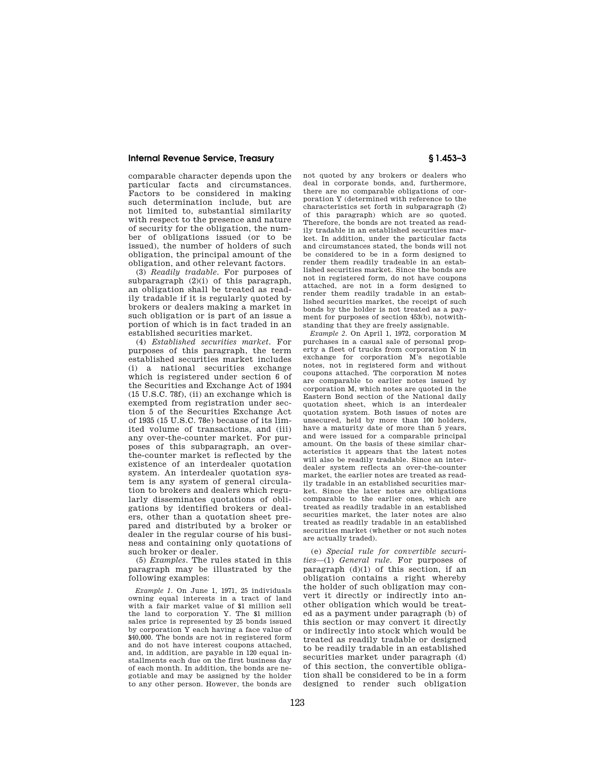comparable character depends upon the particular facts and circumstances. Factors to be considered in making such determination include, but are not limited to, substantial similarity with respect to the presence and nature of security for the obligation, the number of obligations issued (or to be issued), the number of holders of such obligation, the principal amount of the obligation, and other relevant factors.

(3) *Readily tradable.* For purposes of subparagraph (2)(i) of this paragraph, an obligation shall be treated as readily tradable if it is regularly quoted by brokers or dealers making a market in such obligation or is part of an issue a portion of which is in fact traded in an established securities market.

(4) *Established securities market.* For purposes of this paragraph, the term established securities market includes (i) a national securities exchange which is registered under section 6 of the Securities and Exchange Act of 1934 (15 U.S.C. 78f), (ii) an exchange which is exempted from registration under section 5 of the Securities Exchange Act of 1935 (15 U.S.C. 78e) because of its limited volume of transactions, and (iii) any over-the-counter market. For purposes of this subparagraph, an over-the-counter market is reflected by the existence of an interdealer quotation system. An interdealer quotation system is any system of general circulation to brokers and dealers which regularly disseminates quotations of obligations by identified brokers or dealers, other than a quotation sheet prepared and distributed by a broker or dealer in the regular course of his business and containing only quotations of such broker or dealer.

(5) *Examples.* The rules stated in this paragraph may be illustrated by the following examples:

*Example 1.* On June 1, 1971, 25 individuals owning equal interests in a tract of land with a fair market value of $1 million sell the land to corporation Y. The $1 million sales price is represented by 25 bonds issued by corporation Y each having a face value of $40,000. The bonds are not in registered form and do not have interest coupons attached, and, in addition, are payable in 120 equal installments each due on the first business day of each month. In addition, the bonds are negotiable and may be assigned by the holder to any other person. However, the bonds are not quoted by any brokers or dealers who deal in corporate bonds, and, furthermore, there are no comparable obligations of corporation Y (determined with reference to the characteristics set forth in subparagraph (2) of this paragraph) which are so quoted. Therefore, the bonds are not treated as readily tradable in an established securities market. In addition, under the particular facts and circumstances stated, the bonds will not be considered to be in a form designed to render them readily tradeable in an established securities market. Since the bonds are not in registered form, do not have coupons attached, are not in a form designed to render them readily tradable in an established securities market, the receipt of such bonds by the holder is not treated as a payment for purposes of section 453(b), notwithstanding that they are freely assignable.

*Example 2.* On April 1, 1972, corporation M purchases in a casual sale of personal property a fleet of trucks from corporation N in exchange for corporation M's negotiable notes, not in registered form and without coupons attached. The corporation M notes are comparable to earlier notes issued by corporation M, which notes are quoted in the Eastern Bond section of the National daily quotation sheet, which is an interdealer quotation system. Both issues of notes are unsecured, held by more than 100 holders, have a maturity date of more than 5 years, and were issued for a comparable principal amount. On the basis of these similar characteristics it appears that the latest notes will also be readily tradable. Since an interdealer system reflects an over-the-counter market, the earlier notes are treated as readily tradable in an established securities market. Since the later notes are obligations comparable to the earlier ones, which are treated as readily tradable in an established securities market, the later notes are also treated as readily tradable in an established securities market (whether or not such notes are actually traded).

(e) *Special rule for convertible securities*—(1) *General rule.* For purposes of paragraph (d)(1) of this section, if an obligation contains a right whereby the holder of such obligation may convert it directly or indirectly into another obligation which would be treated as a payment under paragraph (b) of this section or may convert it directly or indirectly into stock which would be treated as readily tradable or designed to be readily tradable in an established securities market under paragraph (d) of this section, the convertible obligation shall be considered to be in a form designed to render such obligation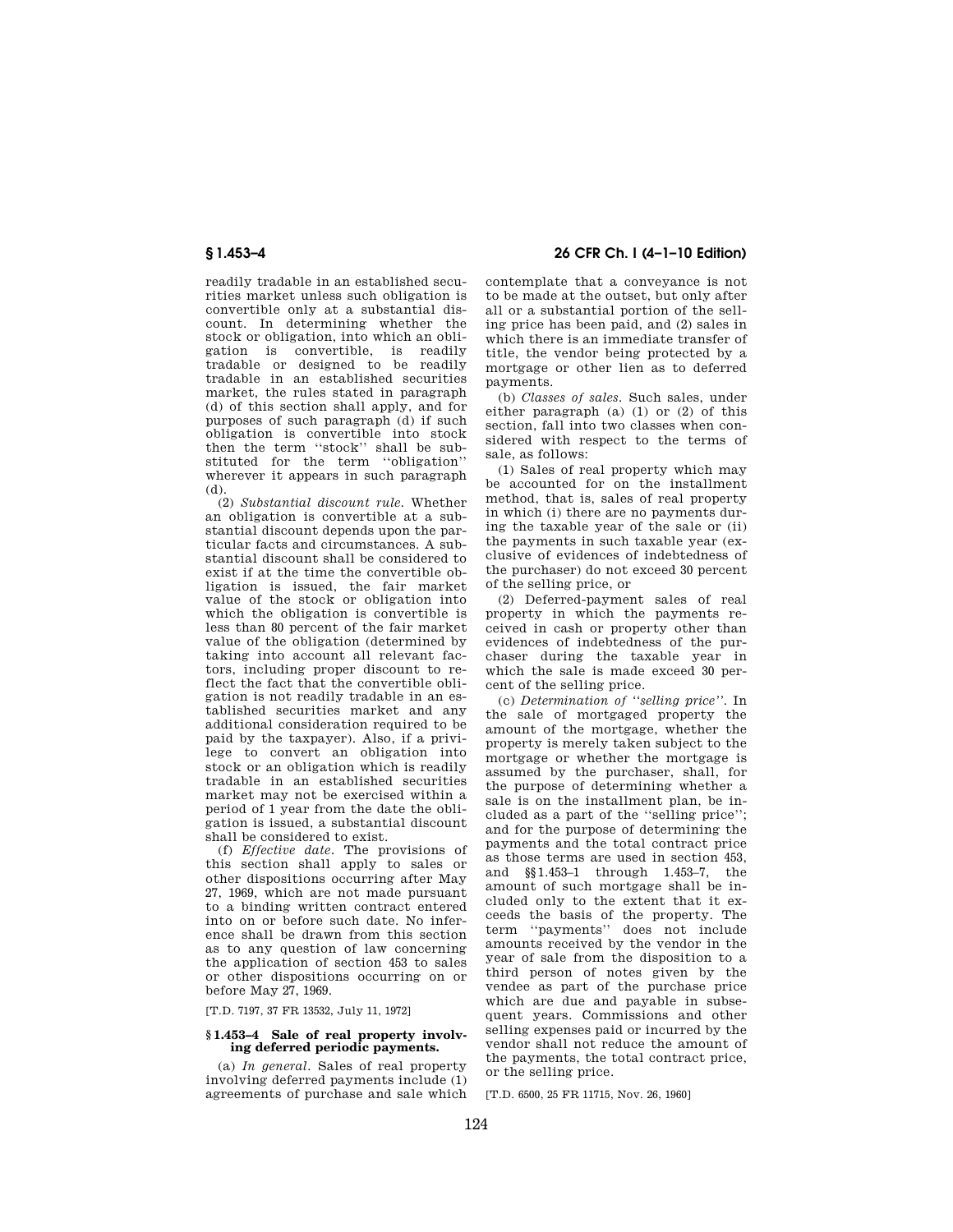readily tradable in an established securities market unless such obligation is convertible only at a substantial discount. In determining whether the stock or obligation, into which an obligation is convertible, is readily tradable or designed to be readily tradable in an established securities market, the rules stated in paragraph (d) of this section shall apply, and for purposes of such paragraph (d) if such obligation is convertible into stock then the term ''stock'' shall be substituted for the term ''obligation'' wherever it appears in such paragraph (d).

(2) *Substantial discount rule.* Whether an obligation is convertible at a substantial discount depends upon the particular facts and circumstances. A substantial discount shall be considered to exist if at the time the convertible obligation is issued, the fair market value of the stock or obligation into which the obligation is convertible is less than 80 percent of the fair market value of the obligation (determined by taking into account all relevant factors, including proper discount to reflect the fact that the convertible obligation is not readily tradable in an established securities market and any additional consideration required to be paid by the taxpayer). Also, if a privilege to convert an obligation into stock or an obligation which is readily tradable in an established securities market may not be exercised within a period of 1 year from the date the obligation is issued, a substantial discount shall be considered to exist.

(f) *Effective date.* The provisions of this section shall apply to sales or other dispositions occurring after May 27, 1969, which are not made pursuant to a binding written contract entered into on or before such date. No inference shall be drawn from this section as to any question of law concerning the application of section 453 to sales or other dispositions occurring on or before May 27, 1969.

[T.D. 7197, 37 FR 13532, July 11, 1972]

## § 1.453–4 Sale of real property involving deferred periodic payments.

(a) *In general.* Sales of real property involving deferred payments include (1) agreements of purchase and sale which contemplate that a conveyance is not to be made at the outset, but only after all or a substantial portion of the selling price has been paid, and (2) sales in which there is an immediate transfer of title, the vendor being protected by a mortgage or other lien as to deferred payments.

(b) *Classes of sales.* Such sales, under either paragraph (a) (1) or (2) of this section, fall into two classes when considered with respect to the terms of sale, as follows:

(1) Sales of real property which may be accounted for on the installment method, that is, sales of real property in which (i) there are no payments during the taxable year of the sale or (ii) the payments in such taxable year (exclusive of evidences of indebtedness of the purchaser) do not exceed 30 percent of the selling price, or

(2) Deferred-payment sales of real property in which the payments received in cash or property other than evidences of indebtedness of the purchaser during the taxable year in which the sale is made exceed 30 percent of the selling price.

(c) *Determination of ''selling price''.* In the sale of mortgaged property the amount of the mortgage, whether the property is merely taken subject to the mortgage or whether the mortgage is assumed by the purchaser, shall, for the purpose of determining whether a sale is on the installment plan, be included as a part of the ''selling price''; and for the purpose of determining the payments and the total contract price as those terms are used in section 453, and §§ 1.453–1 through 1.453–7, the amount of such mortgage shall be included only to the extent that it exceeds the basis of the property. The term ''payments'' does not include amounts received by the vendor in the year of sale from the disposition to a third person of notes given by the vendee as part of the purchase price which are due and payable in subsequent years. Commissions and other selling expenses paid or incurred by the vendor shall not reduce the amount of the payments, the total contract price, or the selling price.

[T.D. 6500, 25 FR 11715, Nov. 26, 1960]